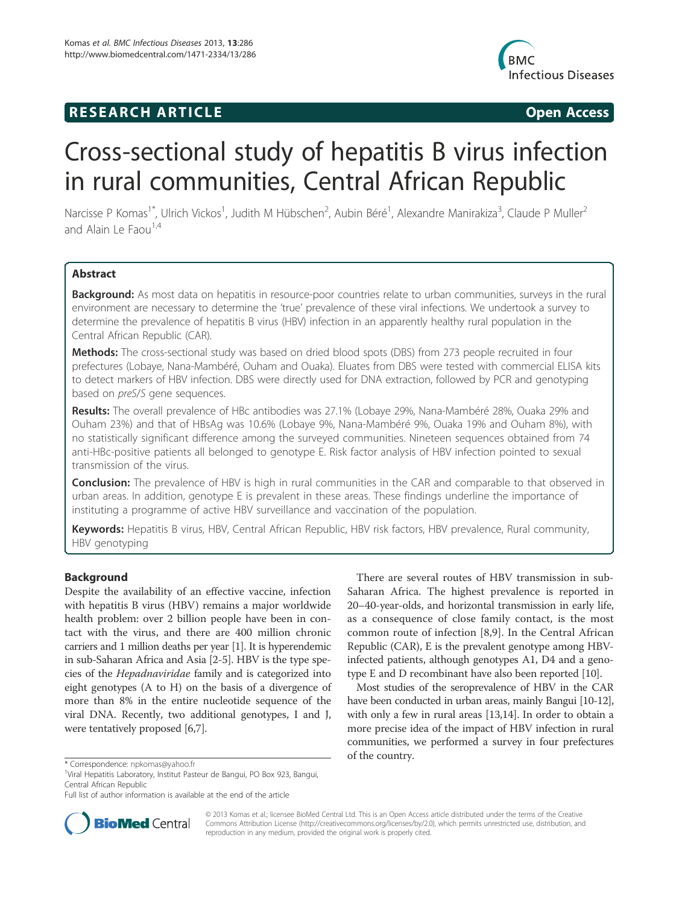**RESEARCH ARTICLE** **Open Access**

# Cross-sectional study of hepatitis B virus infection in rural communities, Central African Republic

Narcisse P Komas[1*], Ulrich Vickos[1], Judith M Hübschen[2], Aubin Béré[1], Alexandre Manirakiza[3], Claude P Muller[2] and Alain Le Faou[1,4]

## Abstract

**Background:** As most data on hepatitis in resource-poor countries relate to urban communities, surveys in the rural environment are necessary to determine the 'true' prevalence of these viral infections. We undertook a survey to determine the prevalence of hepatitis B virus (HBV) infection in an apparently healthy rural population in the Central African Republic (CAR).

**Methods:** The cross-sectional study was based on dried blood spots (DBS) from 273 people recruited in four prefectures (Lobaye, Nana-Mambéré, Ouham and Ouaka). Eluates from DBS were tested with commercial ELISA kits to detect markers of HBV infection. DBS were directly used for DNA extraction, followed by PCR and genotyping based on *preS/S* gene sequences.

**Results:** The overall prevalence of HBc antibodies was 27.1% (Lobaye 29%, Nana-Mambéré 28%, Ouaka 29% and Ouham 23%) and that of HBsAg was 10.6% (Lobaye 9%, Nana-Mambéré 9%, Ouaka 19% and Ouham 8%), with no statistically significant difference among the surveyed communities. Nineteen sequences obtained from 74 anti-HBc-positive patients all belonged to genotype E. Risk factor analysis of HBV infection pointed to sexual transmission of the virus.

**Conclusion:** The prevalence of HBV is high in rural communities in the CAR and comparable to that observed in urban areas. In addition, genotype E is prevalent in these areas. These findings underline the importance of instituting a programme of active HBV surveillance and vaccination of the population.

**Keywords:** Hepatitis B virus, HBV, Central African Republic, HBV risk factors, HBV prevalence, Rural community, HBV genotyping

## Background

Despite the availability of an effective vaccine, infection with hepatitis B virus (HBV) remains a major worldwide health problem: over 2 billion people have been in contact with the virus, and there are 400 million chronic carriers and 1 million deaths per year [1]. It is hyperendemic in sub-Saharan Africa and Asia [2-5]. HBV is the type species of the *Hepadnaviridae* family and is categorized into eight genotypes (A to H) on the basis of a divergence of more than 8% in the entire nucleotide sequence of the viral DNA. Recently, two additional genotypes, I and J, were tentatively proposed [6,7].

There are several routes of HBV transmission in sub-Saharan Africa. The highest prevalence is reported in 20–40-year-olds, and horizontal transmission in early life, as a consequence of close family contact, is the most common route of infection [8,9]. In the Central African Republic (CAR), E is the prevalent genotype among HBV-infected patients, although genotypes A1, D4 and a genotype E and D recombinant have also been reported [10].

Most studies of the seroprevalence of HBV in the CAR have been conducted in urban areas, mainly Bangui [10-12], with only a few in rural areas [13,14]. In order to obtain a more precise idea of the impact of HBV infection in rural communities, we performed a survey in four prefectures of the country.

\* Correspondence: npkomas@yahoo.fr
[1]Viral Hepatitis Laboratory, Institut Pasteur de Bangui, PO Box 923, Bangui, Central African Republic
Full list of author information is available at the end of the article

© 2013 Komas et al.; licensee BioMed Central Ltd. This is an Open Access article distributed under the terms of the Creative Commons Attribution License (http://creativecommons.org/licenses/by/2.0), which permits unrestricted use, distribution, and reproduction in any medium, provided the original work is properly cited.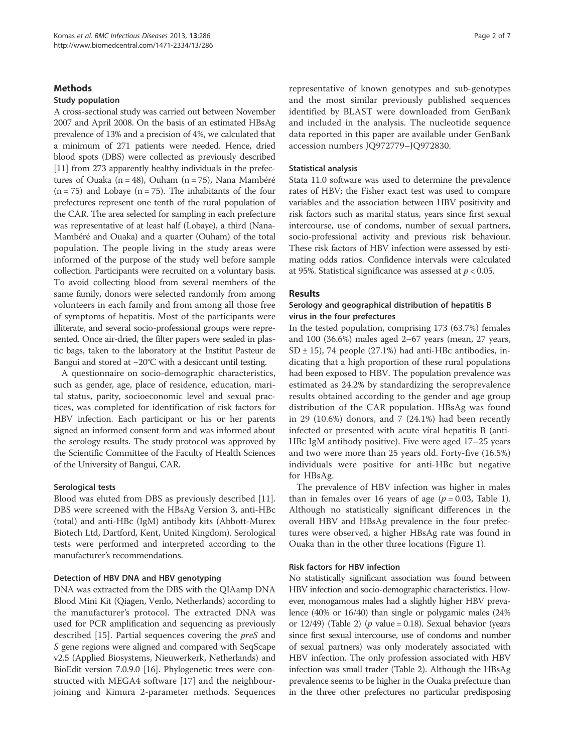## Methods

### Study population

A cross-sectional study was carried out between November 2007 and April 2008. On the basis of an estimated HBsAg prevalence of 13% and a precision of 4%, we calculated that a minimum of 271 patients were needed. Hence, dried blood spots (DBS) were collected as previously described [11] from 273 apparently healthy individuals in the prefectures of Ouaka (n = 48), Ouham (n = 75), Nana Mambéré (n = 75) and Lobaye (n = 75). The inhabitants of the four prefectures represent one tenth of the rural population of the CAR. The area selected for sampling in each prefecture was representative of at least half (Lobaye), a third (Nana-Mambéré and Ouaka) and a quarter (Ouham) of the total population. The people living in the study areas were informed of the purpose of the study well before sample collection. Participants were recruited on a voluntary basis. To avoid collecting blood from several members of the same family, donors were selected randomly from among volunteers in each family and from among all those free of symptoms of hepatitis. Most of the participants were illiterate, and several socio-professional groups were represented. Once air-dried, the filter papers were sealed in plastic bags, taken to the laboratory at the Institut Pasteur de Bangui and stored at −20°C with a desiccant until testing.

A questionnaire on socio-demographic characteristics, such as gender, age, place of residence, education, marital status, parity, socioeconomic level and sexual practices, was completed for identification of risk factors for HBV infection. Each participant or his or her parents signed an informed consent form and was informed about the serology results. The study protocol was approved by the Scientific Committee of the Faculty of Health Sciences of the University of Bangui, CAR.

### Serological tests

Blood was eluted from DBS as previously described [11]. DBS were screened with the HBsAg Version 3, anti-HBc (total) and anti-HBc (IgM) antibody kits (Abbott-Murex Biotech Ltd, Dartford, Kent, United Kingdom). Serological tests were performed and interpreted according to the manufacturer's recommendations.

### Detection of HBV DNA and HBV genotyping

DNA was extracted from the DBS with the QIAamp DNA Blood Mini Kit (Qiagen, Venlo, Netherlands) according to the manufacturer's protocol. The extracted DNA was used for PCR amplification and sequencing as previously described [15]. Partial sequences covering the *preS* and *S* gene regions were aligned and compared with SeqScape v2.5 (Applied Biosystems, Nieuwerkerk, Netherlands) and BioEdit version 7.0.9.0 [16]. Phylogenetic trees were constructed with MEGA4 software [17] and the neighbour-joining and Kimura 2-parameter methods. Sequences representative of known genotypes and sub-genotypes and the most similar previously published sequences identified by BLAST were downloaded from GenBank and included in the analysis. The nucleotide sequence data reported in this paper are available under GenBank accession numbers JQ972779–JQ972830.

### Statistical analysis

Stata 11.0 software was used to determine the prevalence rates of HBV; the Fisher exact test was used to compare variables and the association between HBV positivity and risk factors such as marital status, years since first sexual intercourse, use of condoms, number of sexual partners, socio-professional activity and previous risk behaviour. These risk factors of HBV infection were assessed by estimating odds ratios. Confidence intervals were calculated at 95%. Statistical significance was assessed at $p < 0.05$.

## Results

### Serology and geographical distribution of hepatitis B virus in the four prefectures

In the tested population, comprising 173 (63.7%) females and 100 (36.6%) males aged 2–67 years (mean, 27 years, SD ± 15), 74 people (27.1%) had anti-HBc antibodies, indicating that a high proportion of these rural populations had been exposed to HBV. The population prevalence was estimated as 24.2% by standardizing the seroprevalence results obtained according to the gender and age group distribution of the CAR population. HBsAg was found in 29 (10.6%) donors, and 7 (24.1%) had been recently infected or presented with acute viral hepatitis B (anti-HBc IgM antibody positive). Five were aged 17–25 years and two were more than 25 years old. Forty-five (16.5%) individuals were positive for anti-HBc but negative for HBsAg.

The prevalence of HBV infection was higher in males than in females over 16 years of age ($p = 0.03$, Table 1). Although no statistically significant differences in the overall HBV and HBsAg prevalence in the four prefectures were observed, a higher HBsAg rate was found in Ouaka than in the other three locations (Figure 1).

### Risk factors for HBV infection

No statistically significant association was found between HBV infection and socio-demographic characteristics. However, monogamous males had a slightly higher HBV prevalence (40% or 16/40) than single or polygamic males (24% or 12/49) (Table 2) ($p$ value = 0.18). Sexual behavior (years since first sexual intercourse, use of condoms and number of sexual partners) was only moderately associated with HBV infection. The only profession associated with HBV infection was small trader (Table 2). Although the HBsAg prevalence seems to be higher in the Ouaka prefecture than in the three other prefectures no particular predisposing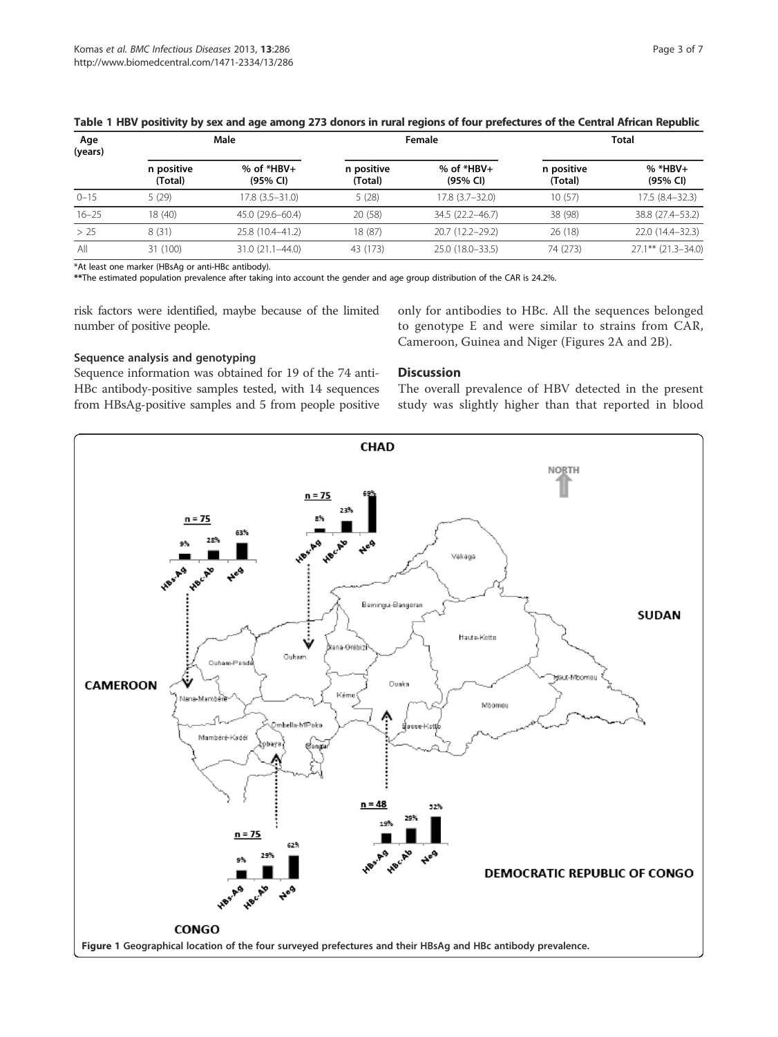**Table 1 HBV positivity by sex and age among 273 donors in rural regions of four prefectures of the Central African Republic**

| Age (years) | Male | | Female | | Total | |
|---|---|---|---|---|---|---|
| | n positive (Total) | % of *HBV+ (95% CI) | n positive (Total) | % of *HBV+ (95% CI) | n positive (Total) | % *HBV+ (95% CI) |
| 0–15 | 5 (29) | 17.8 (3.5–31.0) | 5 (28) | 17.8 (3.7–32.0) | 10 (57) | 17.5 (8.4–32.3) |
| 16–25 | 18 (40) | 45.0 (29.6–60.4) | 20 (58) | 34.5 (22.2–46.7) | 38 (98) | 38.8 (27.4–53.2) |
| > 25 | 8 (31) | 25.8 (10.4–41.2) | 18 (87) | 20.7 (12.2–29.2) | 26 (18) | 22.0 (14.4–32.3) |
| All | 31 (100) | 31.0 (21.1–44.0) | 43 (173) | 25.0 (18.0–33.5) | 74 (273) | 27.1** (21.3–34.0) |

*At least one marker (HBsAg or anti-HBc antibody).
**The estimated population prevalence after taking into account the gender and age group distribution of the CAR is 24.2%.

risk factors were identified, maybe because of the limited number of positive people.

### Sequence analysis and genotyping

Sequence information was obtained for 19 of the 74 anti-HBc antibody-positive samples tested, with 14 sequences from HBsAg-positive samples and 5 from people positive only for antibodies to HBc. All the sequences belonged to genotype E and were similar to strains from CAR, Cameroon, Guinea and Niger (Figures 2A and 2B).

## Discussion

The overall prevalence of HBV detected in the present study was slightly higher than that reported in blood

**Figure 1** Geographical location of the four surveyed prefectures and their HBsAg and HBc antibody prevalence.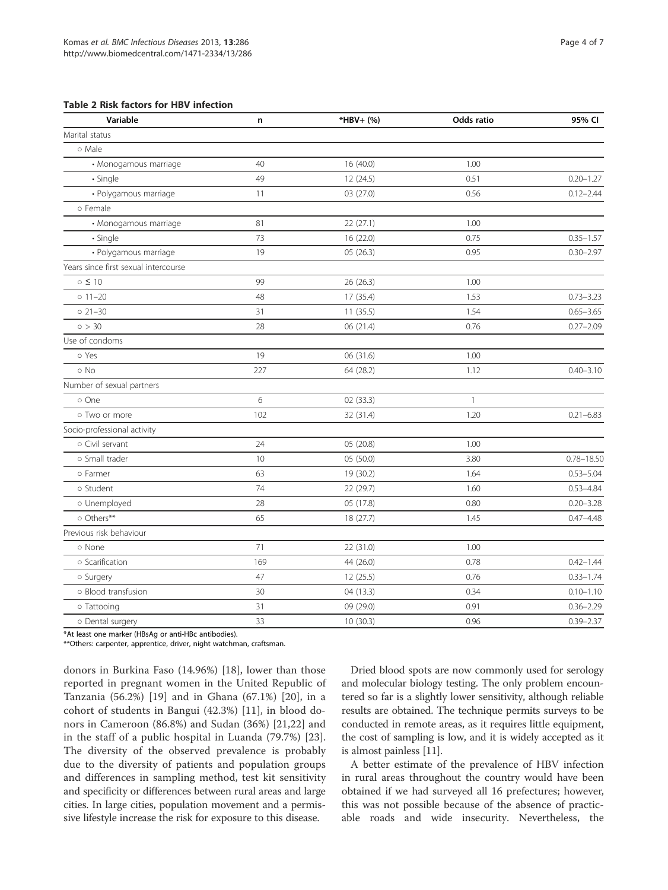**Table 2 Risk factors for HBV infection**

| Variable | n | *HBV+ (%) | Odds ratio | 95% CI |
|---|---|---|---|---|
| Marital status | | | | |
| ○ Male | | | | |
| • Monogamous marriage | 40 | 16 (40.0) | 1.00 | |
| • Single | 49 | 12 (24.5) | 0.51 | 0.20–1.27 |
| • Polygamous marriage | 11 | 03 (27.0) | 0.56 | 0.12–2.44 |
| ○ Female | | | | |
| • Monogamous marriage | 81 | 22 (27.1) | 1.00 | |
| • Single | 73 | 16 (22.0) | 0.75 | 0.35–1.57 |
| • Polygamous marriage | 19 | 05 (26.3) | 0.95 | 0.30–2.97 |
| Years since first sexual intercourse | | | | |
| ○ ≤ 10 | 99 | 26 (26.3) | 1.00 | |
| ○ 11–20 | 48 | 17 (35.4) | 1.53 | 0.73–3.23 |
| ○ 21–30 | 31 | 11 (35.5) | 1.54 | 0.65–3.65 |
| ○ > 30 | 28 | 06 (21.4) | 0.76 | 0.27–2.09 |
| Use of condoms | | | | |
| ○ Yes | 19 | 06 (31.6) | 1.00 | |
| ○ No | 227 | 64 (28.2) | 1.12 | 0.40–3.10 |
| Number of sexual partners | | | | |
| ○ One | 6 | 02 (33.3) | 1 | |
| ○ Two or more | 102 | 32 (31.4) | 1.20 | 0.21–6.83 |
| Socio-professional activity | | | | |
| ○ Civil servant | 24 | 05 (20.8) | 1.00 | |
| ○ Small trader | 10 | 05 (50.0) | 3.80 | 0.78–18.50 |
| ○ Farmer | 63 | 19 (30.2) | 1.64 | 0.53–5.04 |
| ○ Student | 74 | 22 (29.7) | 1.60 | 0.53–4.84 |
| ○ Unemployed | 28 | 05 (17.8) | 0.80 | 0.20–3.28 |
| ○ Others** | 65 | 18 (27.7) | 1.45 | 0.47–4.48 |
| Previous risk behaviour | | | | |
| ○ None | 71 | 22 (31.0) | 1.00 | |
| ○ Scarification | 169 | 44 (26.0) | 0.78 | 0.42–1.44 |
| ○ Surgery | 47 | 12 (25.5) | 0.76 | 0.33–1.74 |
| ○ Blood transfusion | 30 | 04 (13.3) | 0.34 | 0.10–1.10 |
| ○ Tattooing | 31 | 09 (29.0) | 0.91 | 0.36–2.29 |
| ○ Dental surgery | 33 | 10 (30.3) | 0.96 | 0.39–2.37 |

*At least one marker (HBsAg or anti-HBc antibodies).
**Others: carpenter, apprentice, driver, night watchman, craftsman.

donors in Burkina Faso (14.96%) [18], lower than those reported in pregnant women in the United Republic of Tanzania (56.2%) [19] and in Ghana (67.1%) [20], in a cohort of students in Bangui (42.3%) [11], in blood donors in Cameroon (86.8%) and Sudan (36%) [21,22] and in the staff of a public hospital in Luanda (79.7%) [23]. The diversity of the observed prevalence is probably due to the diversity of patients and population groups and differences in sampling method, test kit sensitivity and specificity or differences between rural areas and large cities. In large cities, population movement and a permissive lifestyle increase the risk for exposure to this disease.

Dried blood spots are now commonly used for serology and molecular biology testing. The only problem encountered so far is a slightly lower sensitivity, although reliable results are obtained. The technique permits surveys to be conducted in remote areas, as it requires little equipment, the cost of sampling is low, and it is widely accepted as it is almost painless [11].

A better estimate of the prevalence of HBV infection in rural areas throughout the country would have been obtained if we had surveyed all 16 prefectures; however, this was not possible because of the absence of practicable roads and wide insecurity. Nevertheless, the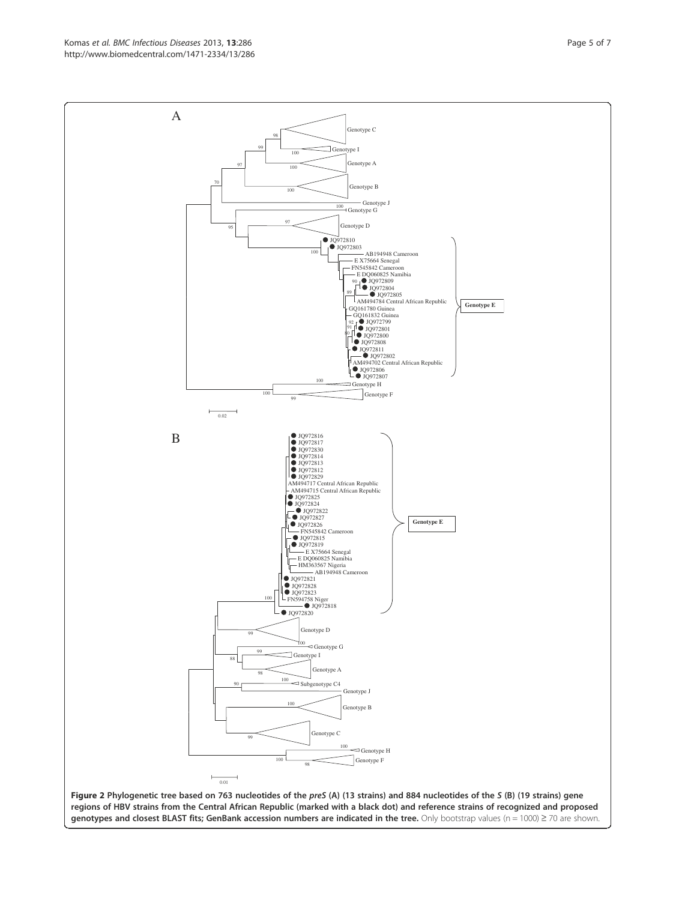**Figure 2 Phylogenetic tree based on 763 nucleotides of the *preS* (A) (13 strains) and 884 nucleotides of the *S* (B) (19 strains) gene regions of HBV strains from the Central African Republic (marked with a black dot) and reference strains of recognized and proposed genotypes and closest BLAST fits; GenBank accession numbers are indicated in the tree.** Only bootstrap values (n = 1000) ≥ 70 are shown.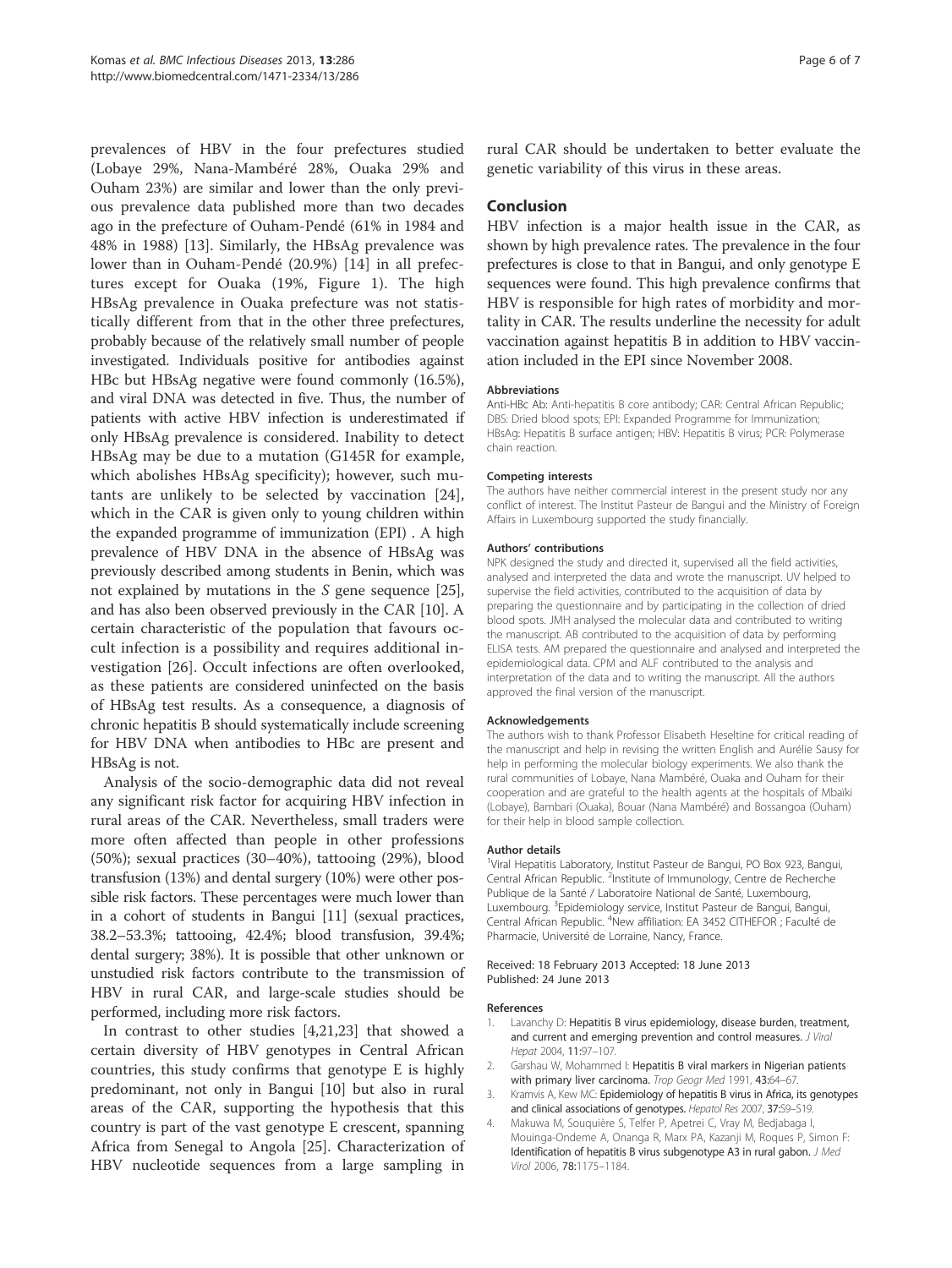prevalences of HBV in the four prefectures studied (Lobaye 29%, Nana-Mambéré 28%, Ouaka 29% and Ouham 23%) are similar and lower than the only previous prevalence data published more than two decades ago in the prefecture of Ouham-Pendé (61% in 1984 and 48% in 1988) [13]. Similarly, the HBsAg prevalence was lower than in Ouham-Pendé (20.9%) [14] in all prefectures except for Ouaka (19%, Figure 1). The high HBsAg prevalence in Ouaka prefecture was not statistically different from that in the other three prefectures, probably because of the relatively small number of people investigated. Individuals positive for antibodies against HBc but HBsAg negative were found commonly (16.5%), and viral DNA was detected in five. Thus, the number of patients with active HBV infection is underestimated if only HBsAg prevalence is considered. Inability to detect HBsAg may be due to a mutation (G145R for example, which abolishes HBsAg specificity); however, such mutants are unlikely to be selected by vaccination [24], which in the CAR is given only to young children within the expanded programme of immunization (EPI) . A high prevalence of HBV DNA in the absence of HBsAg was previously described among students in Benin, which was not explained by mutations in the *S* gene sequence [25], and has also been observed previously in the CAR [10]. A certain characteristic of the population that favours occult infection is a possibility and requires additional investigation [26]. Occult infections are often overlooked, as these patients are considered uninfected on the basis of HBsAg test results. As a consequence, a diagnosis of chronic hepatitis B should systematically include screening for HBV DNA when antibodies to HBc are present and HBsAg is not.

Analysis of the socio-demographic data did not reveal any significant risk factor for acquiring HBV infection in rural areas of the CAR. Nevertheless, small traders were more often affected than people in other professions (50%); sexual practices (30–40%), tattooing (29%), blood transfusion (13%) and dental surgery (10%) were other possible risk factors. These percentages were much lower than in a cohort of students in Bangui [11] (sexual practices, 38.2–53.3%; tattooing, 42.4%; blood transfusion, 39.4%; dental surgery; 38%). It is possible that other unknown or unstudied risk factors contribute to the transmission of HBV in rural CAR, and large-scale studies should be performed, including more risk factors.

In contrast to other studies [4,21,23] that showed a certain diversity of HBV genotypes in Central African countries, this study confirms that genotype E is highly predominant, not only in Bangui [10] but also in rural areas of the CAR, supporting the hypothesis that this country is part of the vast genotype E crescent, spanning Africa from Senegal to Angola [25]. Characterization of HBV nucleotide sequences from a large sampling in rural CAR should be undertaken to better evaluate the genetic variability of this virus in these areas.

## Conclusion

HBV infection is a major health issue in the CAR, as shown by high prevalence rates. The prevalence in the four prefectures is close to that in Bangui, and only genotype E sequences were found. This high prevalence confirms that HBV is responsible for high rates of morbidity and mortality in CAR. The results underline the necessity for adult vaccination against hepatitis B in addition to HBV vaccination included in the EPI since November 2008.

#### Abbreviations

Anti-HBc Ab: Anti-hepatitis B core antibody; CAR: Central African Republic; DBS: Dried blood spots; EPI: Expanded Programme for Immunization; HBsAg: Hepatitis B surface antigen; HBV: Hepatitis B virus; PCR: Polymerase chain reaction.

#### Competing interests

The authors have neither commercial interest in the present study nor any conflict of interest. The Institut Pasteur de Bangui and the Ministry of Foreign Affairs in Luxembourg supported the study financially.

#### Authors' contributions

NPK designed the study and directed it, supervised all the field activities, analysed and interpreted the data and wrote the manuscript. UV helped to supervise the field activities, contributed to the acquisition of data by preparing the questionnaire and by participating in the collection of dried blood spots. JMH analysed the molecular data and contributed to writing the manuscript. AB contributed to the acquisition of data by performing ELISA tests. AM prepared the questionnaire and analysed and interpreted the epidemiological data. CPM and ALF contributed to the analysis and interpretation of the data and to writing the manuscript. All the authors approved the final version of the manuscript.

#### Acknowledgements

The authors wish to thank Professor Elisabeth Heseltine for critical reading of the manuscript and help in revising the written English and Aurélie Sausy for help in performing the molecular biology experiments. We also thank the rural communities of Lobaye, Nana Mambéré, Ouaka and Ouham for their cooperation and are grateful to the health agents at the hospitals of Mbaïki (Lobaye), Bambari (Ouaka), Bouar (Nana Mambéré) and Bossangoa (Ouham) for their help in blood sample collection.

#### Author details

[1]Viral Hepatitis Laboratory, Institut Pasteur de Bangui, PO Box 923, Bangui, Central African Republic. [2]Institute of Immunology, Centre de Recherche Publique de la Santé / Laboratoire National de Santé, Luxembourg, Luxembourg. [3]Epidemiology service, Institut Pasteur de Bangui, Bangui, Central African Republic. [4]New affiliation: EA 3452 CITHEFOR ; Faculté de Pharmacie, Université de Lorraine, Nancy, France.

Received: 18 February 2013 Accepted: 18 June 2013
Published: 24 June 2013

#### References

1. Lavanchy D: **Hepatitis B virus epidemiology, disease burden, treatment, and current and emerging prevention and control measures.** *J Viral Hepat* 2004, **11:**97–107.
2. Garshau W, Mohammed I: **Hepatitis B viral markers in Nigerian patients with primary liver carcinoma.** *Trop Geogr Med* 1991, **43:**64–67.
3. Kramvis A, Kew MC: **Epidemiology of hepatitis B virus in Africa, its genotypes and clinical associations of genotypes.** *Hepatol Res* 2007, **37:**S9–S19.
4. Makuwa M, Souquière S, Telfer P, Apetrei C, Vray M, Bedjabaga I, Mouinga-Ondeme A, Onanga R, Marx PA, Kazanji M, Roques P, Simon F: **Identification of hepatitis B virus subgenotype A3 in rural gabon.** *J Med Virol* 2006, **78:**1175–1184.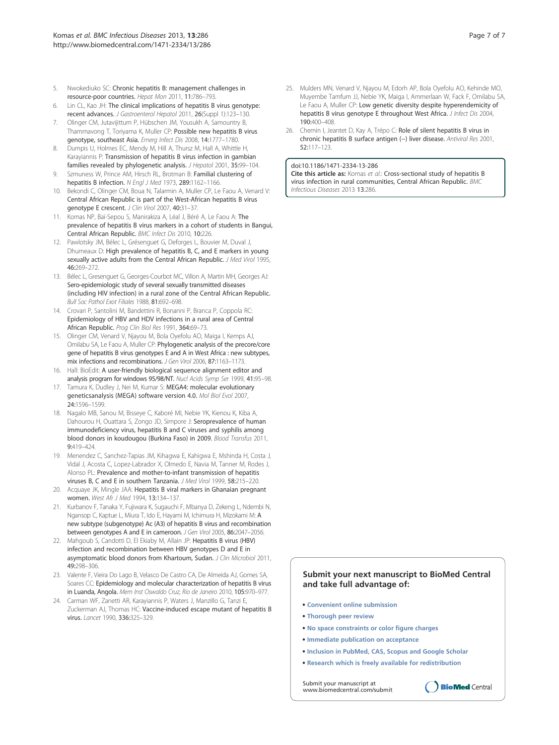5. Nwokediuko SC: **Chronic hepatitis B: management challenges in resource-poor countries.** *Hepat Mon* 2011, **11:**786–793.
6. Lin CL, Kao JH: **The clinical implications of hepatitis B virus genotype: recent advances.** *J Gastroenterol Hepatol* 2011, **26**(Suppl 1):123–130.
7. Olinger CM, Jutavijittum P, Hübschen JM, Yousukh A, Samountry B, Thammavong T, Toriyama K, Muller CP: **Possible new hepatitis B virus genotype, southeast Asia.** *Emerg Infect Dis* 2008, **14:**1777–1780.
8. Dumpis U, Holmes EC, Mendy M, Hill A, Thursz M, Hall A, Whittle H, Karayiannis P: **Transmission of hepatitis B virus infection in gambian families revealed by phylogenetic analysis.** *J Hepatol* 2001, **35:**99–104.
9. Szmuness W, Prince AM, Hirsch RL, Brotman B: **Familial clustering of hepatitis B infection.** *N Engl J Med* 1973, **289:**1162–1166.
10. Bekondi C, Olinger CM, Boua N, Talarmin A, Muller CP, Le Faou A, Venard V: **Central African Republic is part of the West-African hepatitis B virus genotype E crescent.** *J Clin Virol* 2007, **40:**31–37.
11. Komas NP, Baï-Sepou S, Manirakiza A, Léal J, Béré A, Le Faou A: **The prevalence of hepatitis B virus markers in a cohort of students in Bangui, Central African Republic.** *BMC Infect Dis* 2010, **10:**226.
12. Pawlotsky JM, Bélec L, Grésenguet G, Deforges L, Bouvier M, Duval J, Dhumeaux D: **High prevalence of hepatitis B, C, and E markers in young sexually active adults from the Central African Republic.** *J Med Virol* 1995, **46:**269–272.
13. Bélec L, Gresenguet G, Georges-Courbot MC, Villon A, Martin MH, Georges AJ: **Sero-epidemiologic study of several sexually transmitted diseases (including HIV infection) in a rural zone of the Central African Republic.** *Bull Soc Pathol Exot Filiales* 1988, **81:**692–698.
14. Crovari P, Santolini M, Bandettini R, Bonanni P, Branca P, Coppola RC: **Epidemiology of HBV and HDV infections in a rural area of Central African Republic.** *Prog Clin Biol Res* 1991, **364:**69–73.
15. Olinger CM, Venard V, Njayou M, Bola Oyefolu AO, Maiga I, Kemps AJ, Omilabu SA, Le Faou A, Muller CP: **Phylogenetic analysis of the precore/core gene of hepatitis B virus genotypes E and A in West Africa : new subtypes, mix infections and recombinations.** *J Gen Virol* 2006, **87:**1163–1173.
16. Hall: **BioEdit: A user-friendly biological sequence alignment editor and analysis program for windows 95/98/NT.** *Nucl Acids Symp Ser* 1999, **41:**95–98.
17. Tamura K, Dudley J, Nei M, Kumar S: **MEGA4: molecular evolutionary geneticsanalysis (MEGA) software version 4.0.** *Mol Biol Evol* 2007, **24:**1596–1599.
18. Nagalo MB, Sanou M, Bisseye C, Kaboré MI, Nebie YK, Kienou K, Kiba A, Dahourou H, Ouattara S, Zongo JD, Simpore J: **Seroprevalence of human immunodeficiency virus, hepatitis B and C viruses and syphilis among blood donors in koudougou (Burkina Faso) in 2009.** *Blood Transfus* 2011, **9:**419–424.
19. Menendez C, Sanchez-Tapias JM, Kihagwa E, Kahigwa E, Mshinda H, Costa J, Vidal J, Acosta C, Lopez-Labrador X, Olmedo E, Navia M, Tanner M, Rodes J, Alonso PL: **Prevalence and mother-to-infant transmission of hepatitis viruses B, C and E in southern Tanzania.** *J Med Virol* 1999, **58:**215–220.
20. Acquaye JK, Mingle JAA: **Hepatitis B viral markers in Ghanaian pregnant women.** *West Afr J Med* 1994, **13:**134–137.
21. Kurbanov F, Tanaka Y, Fujiwara K, Sugauchi F, Mbanya D, Zekeng L, Ndembi N, Ngansop C, Kaptue L, Miura T, Ido E, Hayami M, Ichimura H, Mizokami M: **A new subtype (subgenotype) Ac (A3) of hepatitis B virus and recombination between genotypes A and E in cameroon.** *J Gen Virol* 2005, **86:**2047–2056.
22. Mahgoub S, Candotti D, El Ekiaby M, Allain JP: **Hepatitis B virus (HBV) infection and recombination between HBV genotypes D and E in asymptomatic blood donors from Khartoum, Sudan.** *J Clin Microbiol* 2011, **49:**298–306.
23. Valente F, Vieira Do Lago B, Velasco De Castro CA, De Almeida AJ, Gomes SA, Soares CC: **Epidemiology and molecular characterization of hepatitis B virus in Luanda, Angola.** *Mem Inst Oswaldo Cruz, Rio de Janeiro* 2010, **105:**970–977.
24. Carman WF, Zanetti AR, Karayiannis P, Waters J, Manzillo G, Tanzi E, Zuckerman AJ, Thomas HC: **Vaccine-induced escape mutant of hepatitis B virus.** *Lancet* 1990, **336:**325–329.
25. Mulders MN, Venard V, Njayou M, Edorh AP, Bola Oyefolu AO, Kehinde MO, Muyembe Tamfum JJ, Nebie YK, Maiga I, Ammerlaan W, Fack F, Omilabu SA, Le Faou A, Muller CP: **Low genetic diversity despite hyperendemicity of hepatitis B virus genotype E throughout West Africa.** *J Infect Dis* 2004, **190:**400–408.
26. Chemin I, Jeantet D, Kay A, Trépo C: **Role of silent hepatitis B virus in chronic hepatitis B surface antigen (−) liver disease.** *Antiviral Res* 2001, **52:**117–123.

doi:10.1186/1471-2334-13-286

**Cite this article as:** Komas *et al.*: Cross-sectional study of hepatitis B virus infection in rural communities, Central African Republic. *BMC Infectious Diseases* 2013 **13**:286.

**Submit your next manuscript to BioMed Central and take full advantage of:**

- **Convenient online submission**
- **Thorough peer review**
- **No space constraints or color figure charges**
- **Immediate publication on acceptance**
- **Inclusion in PubMed, CAS, Scopus and Google Scholar**
- **Research which is freely available for redistribution**

Submit your manuscript at www.biomedcentral.com/submit

BioMed Central